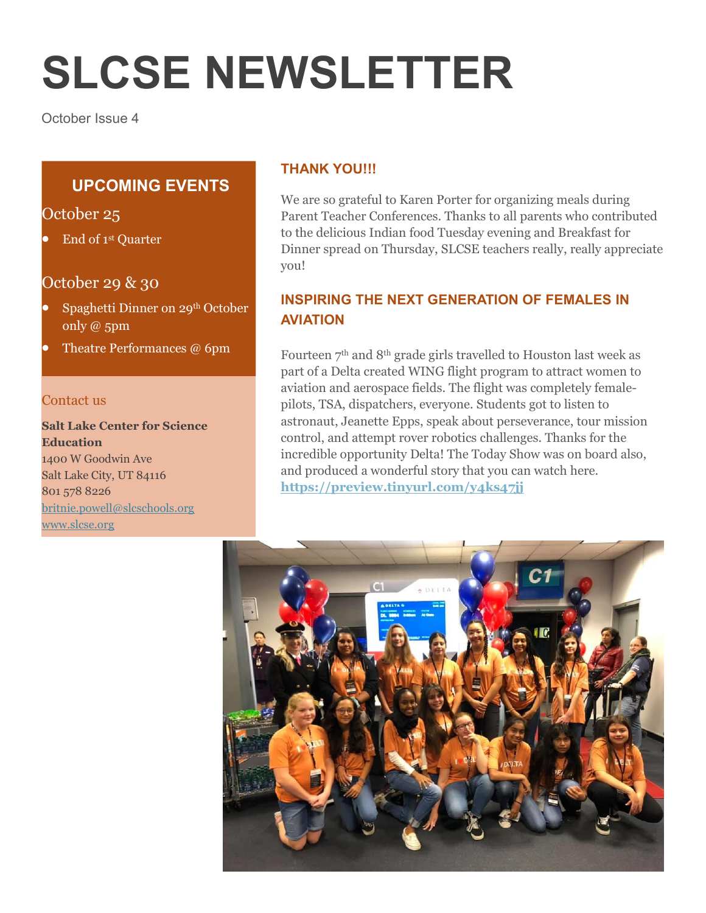# SLCSE NEWSLETTER

October Issue 4

## UPCOMING EVENTS

### October 25

- End of 1st Quarter

### October 29 & 30

- Spaghetti Dinner on 29th October only @ 5pm
- Theatre Performances @ 6pm

### Contact us

**Salt Lake Center for Science Education**
1400 W Goodwin Ave
Salt Lake City, UT 84116
801 578 8226
britnie.powell@slcschools.org
www.slcse.org

## THANK YOU!!!

We are so grateful to Karen Porter for organizing meals during Parent Teacher Conferences. Thanks to all parents who contributed to the delicious Indian food Tuesday evening and Breakfast for Dinner spread on Thursday, SLCSE teachers really, really appreciate you!

## INSPIRING THE NEXT GENERATION OF FEMALES IN AVIATION

Fourteen 7th and 8th grade girls travelled to Houston last week as part of a Delta created WING flight program to attract women to aviation and aerospace fields. The flight was completely female-pilots, TSA, dispatchers, everyone. Students got to listen to astronaut, Jeanette Epps, speak about perseverance, tour mission control, and attempt rover robotics challenges. Thanks for the incredible opportunity Delta! The Today Show was on board also, and produced a wonderful story that you can watch here. **https://preview.tinyurl.com/y4ks47jj**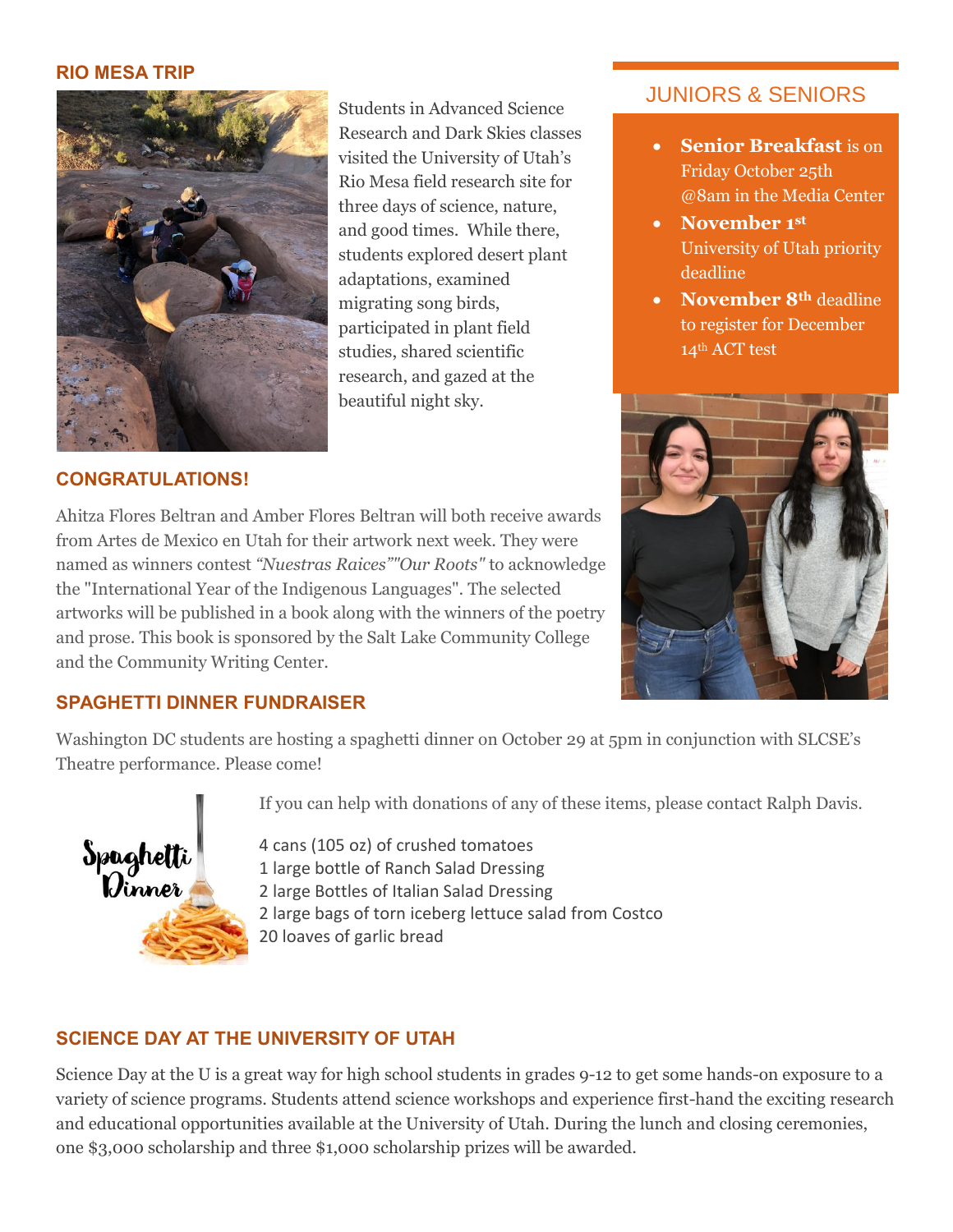## RIO MESA TRIP

Students in Advanced Science Research and Dark Skies classes visited the University of Utah's Rio Mesa field research site for three days of science, nature, and good times. While there, students explored desert plant adaptations, examined migrating song birds, participated in plant field studies, shared scientific research, and gazed at the beautiful night sky.

## JUNIORS & SENIORS

- **Senior Breakfast** is on Friday October 25th @8am in the Media Center
- **November 1st** University of Utah priority deadline
- **November 8th** deadline to register for December 14th ACT test

## CONGRATULATIONS!

Ahitza Flores Beltran and Amber Flores Beltran will both receive awards from Artes de Mexico en Utah for their artwork next week. They were named as winners contest *"Nuestras Raices""Our Roots"* to acknowledge the "International Year of the Indigenous Languages". The selected artworks will be published in a book along with the winners of the poetry and prose. This book is sponsored by the Salt Lake Community College and the Community Writing Center.

## SPAGHETTI DINNER FUNDRAISER

Washington DC students are hosting a spaghetti dinner on October 29 at 5pm in conjunction with SLCSE's Theatre performance. Please come!

If you can help with donations of any of these items, please contact Ralph Davis.

4 cans (105 oz) of crushed tomatoes
1 large bottle of Ranch Salad Dressing
2 large Bottles of Italian Salad Dressing
2 large bags of torn iceberg lettuce salad from Costco
20 loaves of garlic bread

## SCIENCE DAY AT THE UNIVERSITY OF UTAH

Science Day at the U is a great way for high school students in grades 9-12 to get some hands-on exposure to a variety of science programs. Students attend science workshops and experience first-hand the exciting research and educational opportunities available at the University of Utah. During the lunch and closing ceremonies, one $3,000 scholarship and three $1,000 scholarship prizes will be awarded.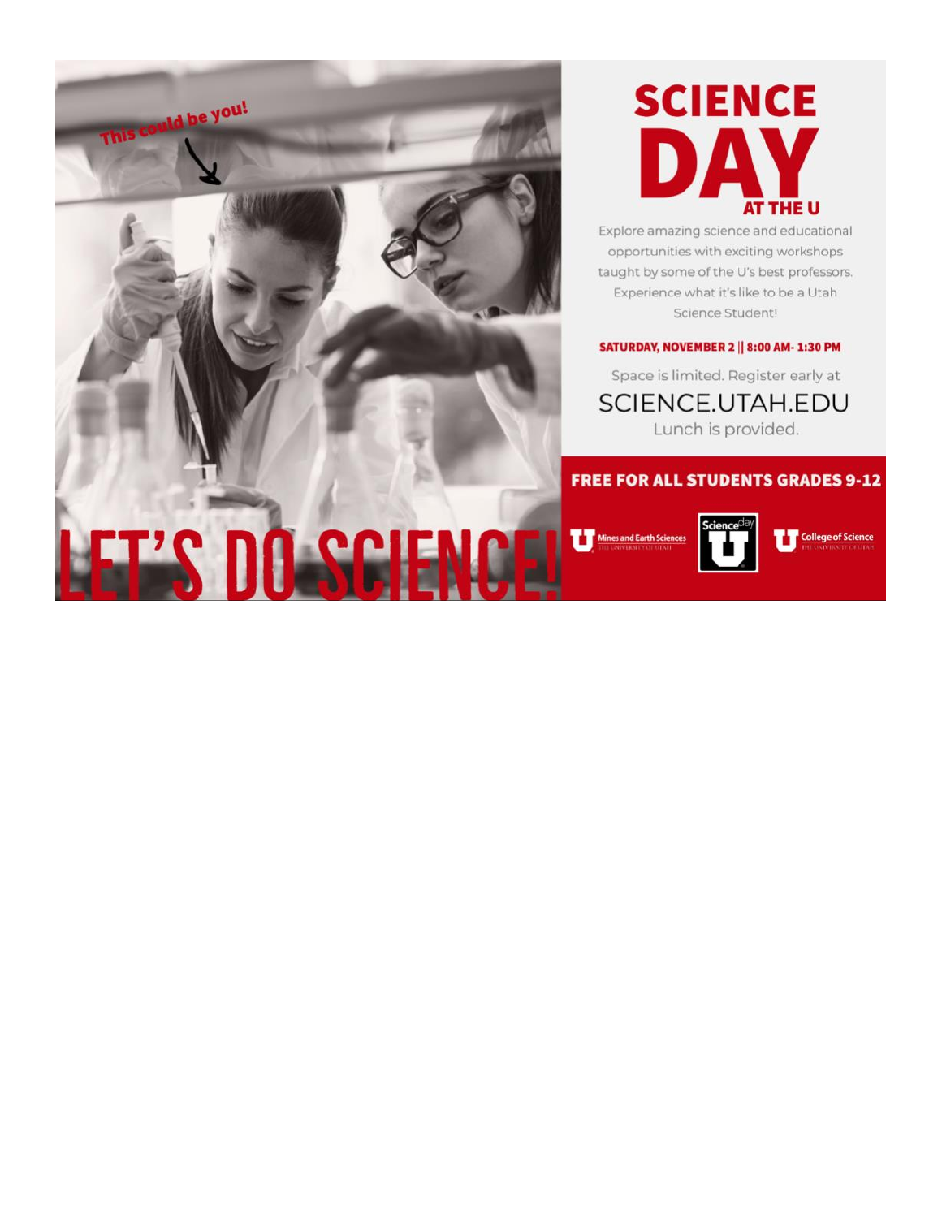This could be you!

# SCIENCE DAY AT THE U

Explore amazing science and educational opportunities with exciting workshops taught by some of the U's best professors. Experience what it's like to be a Utah Science Student!

**SATURDAY, NOVEMBER 2 || 8:00 AM- 1:30 PM**

Space is limited. Register early at

SCIENCE.UTAH.EDU

Lunch is provided.

**FREE FOR ALL STUDENTS GRADES 9-12**

Mines and Earth Sciences, The University of Utah

Science day U

College of Science, The University of Utah

# LET'S DO SCIENCE!